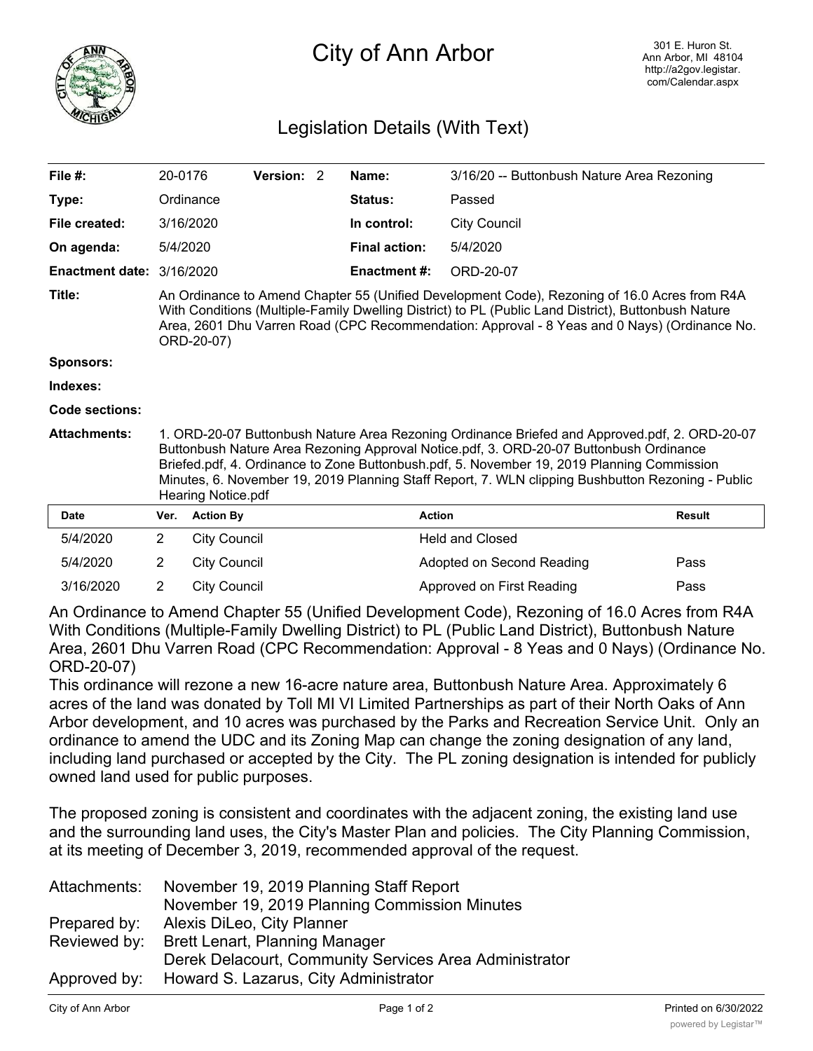# City of Ann Arbor

301 E. Huron St.
Ann Arbor, MI 48104
http://a2gov.legistar.com/Calendar.aspx

## Legislation Details (With Text)

| | | | | | |
|---|---|---|---|---|---|
| **File #:** | 20-0176 | **Version:** 2 | | **Name:** | 3/16/20 -- Buttonbush Nature Area Rezoning |
| **Type:** | Ordinance | | | **Status:** | Passed |
| **File created:** | 3/16/2020 | | | **In control:** | City Council |
| **On agenda:** | 5/4/2020 | | | **Final action:** | 5/4/2020 |
| **Enactment date:** | 3/16/2020 | | | **Enactment #:** | ORD-20-07 |

**Title:** An Ordinance to Amend Chapter 55 (Unified Development Code), Rezoning of 16.0 Acres from R4A With Conditions (Multiple-Family Dwelling District) to PL (Public Land District), Buttonbush Nature Area, 2601 Dhu Varren Road (CPC Recommendation: Approval - 8 Yeas and 0 Nays) (Ordinance No. ORD-20-07)

**Sponsors:**

**Indexes:**

**Code sections:**

**Attachments:** 1. ORD-20-07 Buttonbush Nature Area Rezoning Ordinance Briefed and Approved.pdf, 2. ORD-20-07 Buttonbush Nature Area Rezoning Approval Notice.pdf, 3. ORD-20-07 Buttonbush Ordinance Briefed.pdf, 4. Ordinance to Zone Buttonbush.pdf, 5. November 19, 2019 Planning Commission Minutes, 6. November 19, 2019 Planning Staff Report, 7. WLN clipping Bushbutton Rezoning - Public Hearing Notice.pdf

| Date | Ver. | Action By | Action | Result |
|---|---|---|---|---|
| 5/4/2020 | 2 | City Council | Held and Closed | |
| 5/4/2020 | 2 | City Council | Adopted on Second Reading | Pass |
| 3/16/2020 | 2 | City Council | Approved on First Reading | Pass |

An Ordinance to Amend Chapter 55 (Unified Development Code), Rezoning of 16.0 Acres from R4A With Conditions (Multiple-Family Dwelling District) to PL (Public Land District), Buttonbush Nature Area, 2601 Dhu Varren Road (CPC Recommendation: Approval - 8 Yeas and 0 Nays) (Ordinance No. ORD-20-07)

This ordinance will rezone a new 16-acre nature area, Buttonbush Nature Area. Approximately 6 acres of the land was donated by Toll MI VI Limited Partnerships as part of their North Oaks of Ann Arbor development, and 10 acres was purchased by the Parks and Recreation Service Unit. Only an ordinance to amend the UDC and its Zoning Map can change the zoning designation of any land, including land purchased or accepted by the City. The PL zoning designation is intended for publicly owned land used for public purposes.

The proposed zoning is consistent and coordinates with the adjacent zoning, the existing land use and the surrounding land uses, the City's Master Plan and policies. The City Planning Commission, at its meeting of December 3, 2019, recommended approval of the request.

Attachments: November 19, 2019 Planning Staff Report
November 19, 2019 Planning Commission Minutes
Prepared by: Alexis DiLeo, City Planner
Reviewed by: Brett Lenart, Planning Manager
Derek Delacourt, Community Services Area Administrator
Approved by: Howard S. Lazarus, City Administrator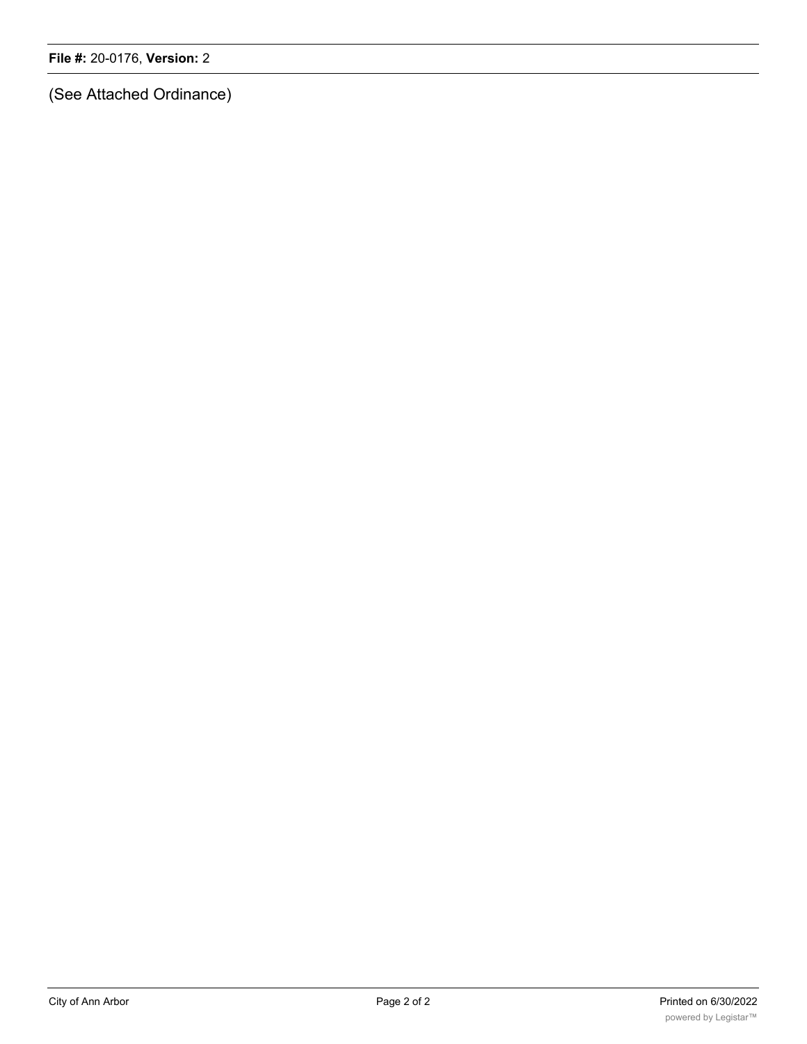(See Attached Ordinance)